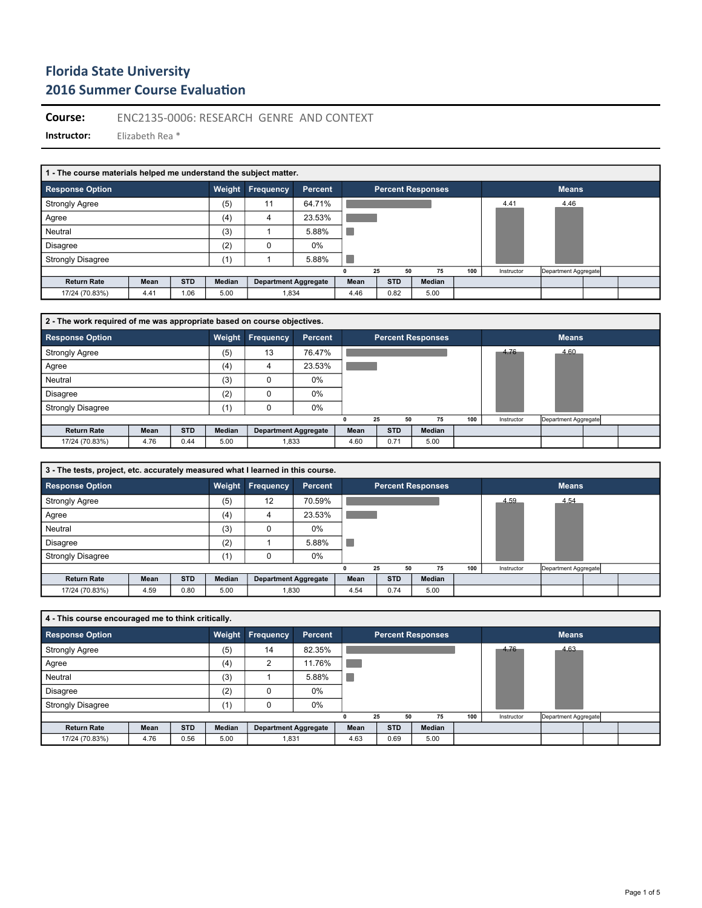# Florida State University
## 2016 Summer Course Evaluation

**Course:** ENC2135-0006: RESEARCH GENRE AND CONTEXT

**Instructor:** Elizabeth Rea *

### 1 - The course materials helped me understand the subject matter.

| Response Option | Weight | Frequency | Percent |
|---|---|---|---|
| Strongly Agree | (5) | 11 | 64.71% |
| Agree | (4) | 4 | 23.53% |
| Neutral | (3) | 1 | 5.88% |
| Disagree | (2) | 0 | 0% |
| Strongly Disagree | (1) | 1 | 5.88% |

Means: Instructor 4.41, Department Aggregate 4.46

| Return Rate | Mean | STD | Median | Department Aggregate | Mean | STD | Median |
|---|---|---|---|---|---|---|---|
| 17/24 (70.83%) | 4.41 | 1.06 | 5.00 | 1,834 | 4.46 | 0.82 | 5.00 |

### 2 - The work required of me was appropriate based on course objectives.

| Response Option | Weight | Frequency | Percent |
|---|---|---|---|
| Strongly Agree | (5) | 13 | 76.47% |
| Agree | (4) | 4 | 23.53% |
| Neutral | (3) | 0 | 0% |
| Disagree | (2) | 0 | 0% |
| Strongly Disagree | (1) | 0 | 0% |

Means: Instructor 4.76, Department Aggregate 4.60

| Return Rate | Mean | STD | Median | Department Aggregate | Mean | STD | Median |
|---|---|---|---|---|---|---|---|
| 17/24 (70.83%) | 4.76 | 0.44 | 5.00 | 1,833 | 4.60 | 0.71 | 5.00 |

### 3 - The tests, project, etc. accurately measured what I learned in this course.

| Response Option | Weight | Frequency | Percent |
|---|---|---|---|
| Strongly Agree | (5) | 12 | 70.59% |
| Agree | (4) | 4 | 23.53% |
| Neutral | (3) | 0 | 0% |
| Disagree | (2) | 1 | 5.88% |
| Strongly Disagree | (1) | 0 | 0% |

Means: Instructor 4.59, Department Aggregate 4.54

| Return Rate | Mean | STD | Median | Department Aggregate | Mean | STD | Median |
|---|---|---|---|---|---|---|---|
| 17/24 (70.83%) | 4.59 | 0.80 | 5.00 | 1,830 | 4.54 | 0.74 | 5.00 |

### 4 - This course encouraged me to think critically.

| Response Option | Weight | Frequency | Percent |
|---|---|---|---|
| Strongly Agree | (5) | 14 | 82.35% |
| Agree | (4) | 2 | 11.76% |
| Neutral | (3) | 1 | 5.88% |
| Disagree | (2) | 0 | 0% |
| Strongly Disagree | (1) | 0 | 0% |

Means: Instructor 4.76, Department Aggregate 4.63

| Return Rate | Mean | STD | Median | Department Aggregate | Mean | STD | Median |
|---|---|---|---|---|---|---|---|
| 17/24 (70.83%) | 4.76 | 0.56 | 5.00 | 1,831 | 4.63 | 0.69 | 5.00 |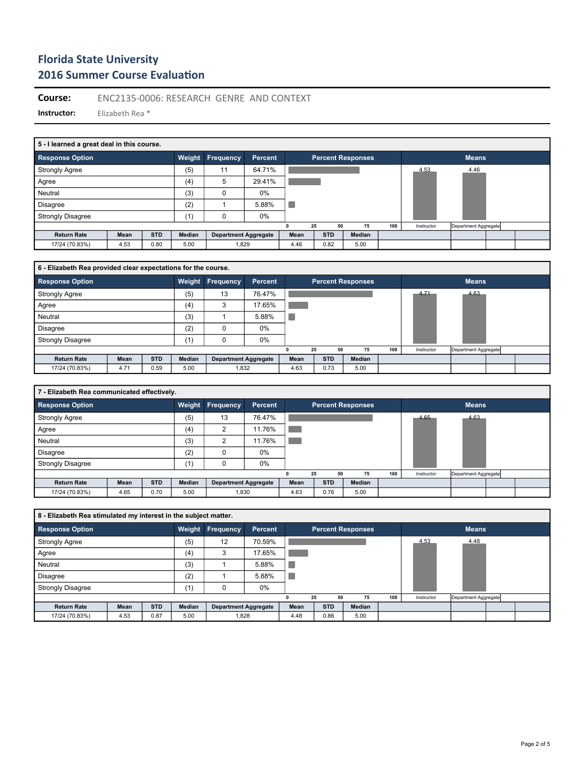# Florida State University
## 2016 Summer Course Evaluation

**Course:** ENC2135-0006: RESEARCH GENRE AND CONTEXT

**Instructor:** Elizabeth Rea *

### 5 - I learned a great deal in this course.

| Response Option | Weight | Frequency | Percent |
|---|---|---|---|
| Strongly Agree | (5) | 11 | 64.71% |
| Agree | (4) | 5 | 29.41% |
| Neutral | (3) | 0 | 0% |
| Disagree | (2) | 1 | 5.88% |
| Strongly Disagree | (1) | 0 | 0% |

Means: Instructor 4.53, Department Aggregate 4.46

| Return Rate | Mean | STD | Median | Department Aggregate | Mean | STD | Median |
|---|---|---|---|---|---|---|---|
| 17/24 (70.83%) | 4.53 | 0.80 | 5.00 | 1,829 | 4.46 | 0.82 | 5.00 |

### 6 - Elizabeth Rea provided clear expectations for the course.

| Response Option | Weight | Frequency | Percent |
|---|---|---|---|
| Strongly Agree | (5) | 13 | 76.47% |
| Agree | (4) | 3 | 17.65% |
| Neutral | (3) | 1 | 5.88% |
| Disagree | (2) | 0 | 0% |
| Strongly Disagree | (1) | 0 | 0% |

Means: Instructor 4.71, Department Aggregate 4.63

| Return Rate | Mean | STD | Median | Department Aggregate | Mean | STD | Median |
|---|---|---|---|---|---|---|---|
| 17/24 (70.83%) | 4.71 | 0.59 | 5.00 | 1,832 | 4.63 | 0.73 | 5.00 |

### 7 - Elizabeth Rea communicated effectively.

| Response Option | Weight | Frequency | Percent |
|---|---|---|---|
| Strongly Agree | (5) | 13 | 76.47% |
| Agree | (4) | 2 | 11.76% |
| Neutral | (3) | 2 | 11.76% |
| Disagree | (2) | 0 | 0% |
| Strongly Disagree | (1) | 0 | 0% |

Means: Instructor 4.65, Department Aggregate 4.63

| Return Rate | Mean | STD | Median | Department Aggregate | Mean | STD | Median |
|---|---|---|---|---|---|---|---|
| 17/24 (70.83%) | 4.65 | 0.70 | 5.00 | 1,830 | 4.63 | 0.76 | 5.00 |

### 8 - Elizabeth Rea stimulated my interest in the subject matter.

| Response Option | Weight | Frequency | Percent |
|---|---|---|---|
| Strongly Agree | (5) | 12 | 70.59% |
| Agree | (4) | 3 | 17.65% |
| Neutral | (3) | 1 | 5.88% |
| Disagree | (2) | 1 | 5.88% |
| Strongly Disagree | (1) | 0 | 0% |

Means: Instructor 4.53, Department Aggregate 4.48

| Return Rate | Mean | STD | Median | Department Aggregate | Mean | STD | Median |
|---|---|---|---|---|---|---|---|
| 17/24 (70.83%) | 4.53 | 0.87 | 5.00 | 1,828 | 4.48 | 0.86 | 5.00 |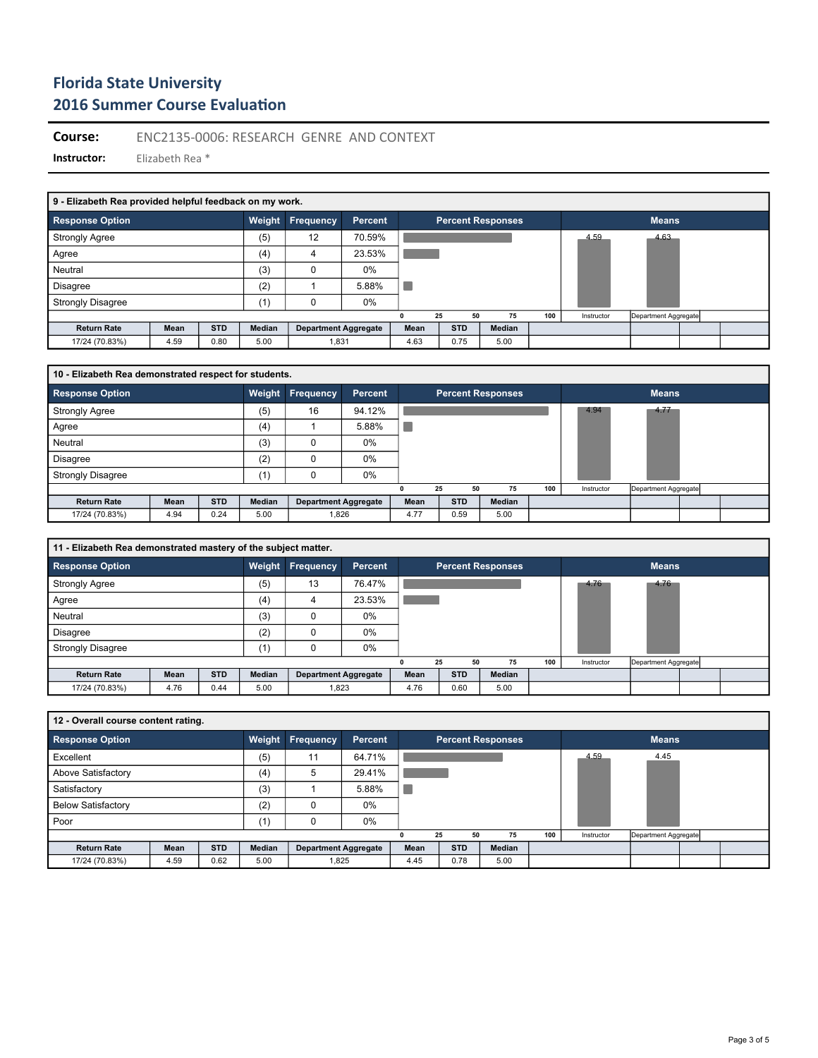# Florida State University
## 2016 Summer Course Evaluation

**Course:** ENC2135-0006: RESEARCH GENRE AND CONTEXT

**Instructor:** Elizabeth Rea *

### 9 - Elizabeth Rea provided helpful feedback on my work.

| Response Option | Weight | Frequency | Percent |
|---|---|---|---|
| Strongly Agree | (5) | 12 | 70.59% |
| Agree | (4) | 4 | 23.53% |
| Neutral | (3) | 0 | 0% |
| Disagree | (2) | 1 | 5.88% |
| Strongly Disagree | (1) | 0 | 0% |

Means: Instructor 4.59; Department Aggregate 4.63

| Return Rate | Mean | STD | Median | Department Aggregate | Mean | STD | Median |
|---|---|---|---|---|---|---|---|
| 17/24 (70.83%) | 4.59 | 0.80 | 5.00 | 1,831 | 4.63 | 0.75 | 5.00 |

### 10 - Elizabeth Rea demonstrated respect for students.

| Response Option | Weight | Frequency | Percent |
|---|---|---|---|
| Strongly Agree | (5) | 16 | 94.12% |
| Agree | (4) | 1 | 5.88% |
| Neutral | (3) | 0 | 0% |
| Disagree | (2) | 0 | 0% |
| Strongly Disagree | (1) | 0 | 0% |

Means: Instructor 4.94; Department Aggregate 4.77

| Return Rate | Mean | STD | Median | Department Aggregate | Mean | STD | Median |
|---|---|---|---|---|---|---|---|
| 17/24 (70.83%) | 4.94 | 0.24 | 5.00 | 1,826 | 4.77 | 0.59 | 5.00 |

### 11 - Elizabeth Rea demonstrated mastery of the subject matter.

| Response Option | Weight | Frequency | Percent |
|---|---|---|---|
| Strongly Agree | (5) | 13 | 76.47% |
| Agree | (4) | 4 | 23.53% |
| Neutral | (3) | 0 | 0% |
| Disagree | (2) | 0 | 0% |
| Strongly Disagree | (1) | 0 | 0% |

Means: Instructor 4.76; Department Aggregate 4.76

| Return Rate | Mean | STD | Median | Department Aggregate | Mean | STD | Median |
|---|---|---|---|---|---|---|---|
| 17/24 (70.83%) | 4.76 | 0.44 | 5.00 | 1,823 | 4.76 | 0.60 | 5.00 |

### 12 - Overall course content rating.

| Response Option | Weight | Frequency | Percent |
|---|---|---|---|
| Excellent | (5) | 11 | 64.71% |
| Above Satisfactory | (4) | 5 | 29.41% |
| Satisfactory | (3) | 1 | 5.88% |
| Below Satisfactory | (2) | 0 | 0% |
| Poor | (1) | 0 | 0% |

Means: Instructor 4.59; Department Aggregate 4.45

| Return Rate | Mean | STD | Median | Department Aggregate | Mean | STD | Median |
|---|---|---|---|---|---|---|---|
| 17/24 (70.83%) | 4.59 | 0.62 | 5.00 | 1,825 | 4.45 | 0.78 | 5.00 |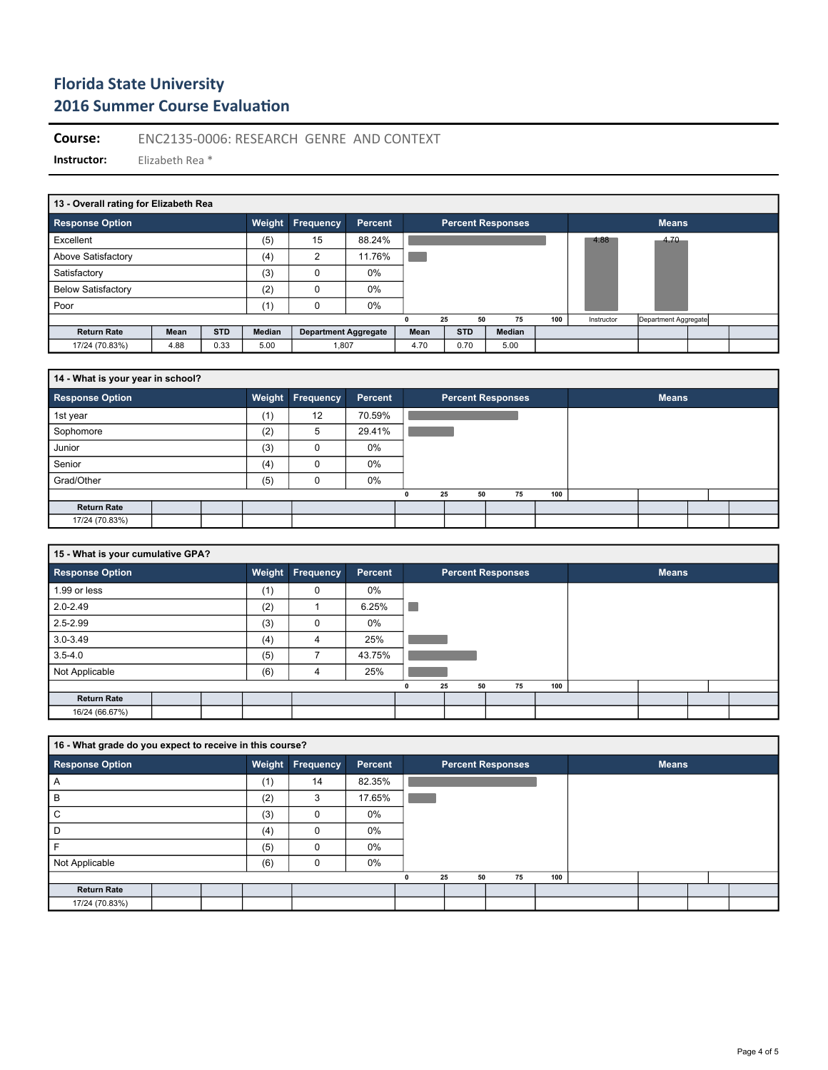# Florida State University
## 2016 Summer Course Evaluation

**Course:** ENC2135-0006: RESEARCH GENRE AND CONTEXT

**Instructor:** Elizabeth Rea *

### 13 - Overall rating for Elizabeth Rea

| Response Option | Weight | Frequency | Percent |
|---|---|---|---|
| Excellent | (5) | 15 | 88.24% |
| Above Satisfactory | (4) | 2 | 11.76% |
| Satisfactory | (3) | 0 | 0% |
| Below Satisfactory | (2) | 0 | 0% |
| Poor | (1) | 0 | 0% |

Means: Instructor 4.88; Department Aggregate 4.70

| Return Rate | Mean | STD | Median | Department Aggregate | Mean | STD | Median |
|---|---|---|---|---|---|---|---|
| 17/24 (70.83%) | 4.88 | 0.33 | 5.00 | 1,807 | 4.70 | 0.70 | 5.00 |

### 14 - What is your year in school?

| Response Option | Weight | Frequency | Percent |
|---|---|---|---|
| 1st year | (1) | 12 | 70.59% |
| Sophomore | (2) | 5 | 29.41% |
| Junior | (3) | 0 | 0% |
| Senior | (4) | 0 | 0% |
| Grad/Other | (5) | 0 | 0% |

Return Rate: 17/24 (70.83%)

### 15 - What is your cumulative GPA?

| Response Option | Weight | Frequency | Percent |
|---|---|---|---|
| 1.99 or less | (1) | 0 | 0% |
| 2.0-2.49 | (2) | 1 | 6.25% |
| 2.5-2.99 | (3) | 0 | 0% |
| 3.0-3.49 | (4) | 4 | 25% |
| 3.5-4.0 | (5) | 7 | 43.75% |
| Not Applicable | (6) | 4 | 25% |

Return Rate: 16/24 (66.67%)

### 16 - What grade do you expect to receive in this course?

| Response Option | Weight | Frequency | Percent |
|---|---|---|---|
| A | (1) | 14 | 82.35% |
| B | (2) | 3 | 17.65% |
| C | (3) | 0 | 0% |
| D | (4) | 0 | 0% |
| F | (5) | 0 | 0% |
| Not Applicable | (6) | 0 | 0% |

Return Rate: 17/24 (70.83%)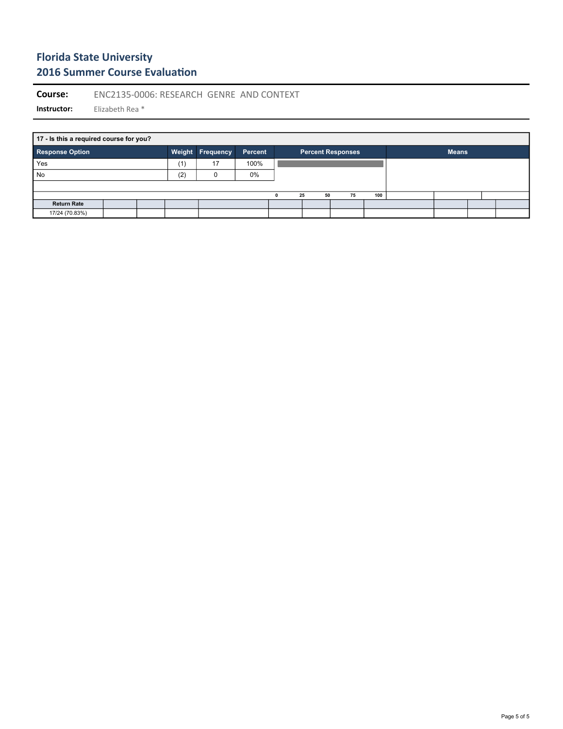# Florida State University
## 2016 Summer Course Evaluation

**Course:** ENC2135-0006: RESEARCH GENRE AND CONTEXT

**Instructor:** Elizabeth Rea *

**17 - Is this a required course for you?**

| Response Option | Weight | Frequency | Percent |
|---|---|---|---|
| Yes | (1) | 17 | 100% |
| No | (2) | 0 | 0% |

| Return Rate |
|---|
| 17/24 (70.83%) |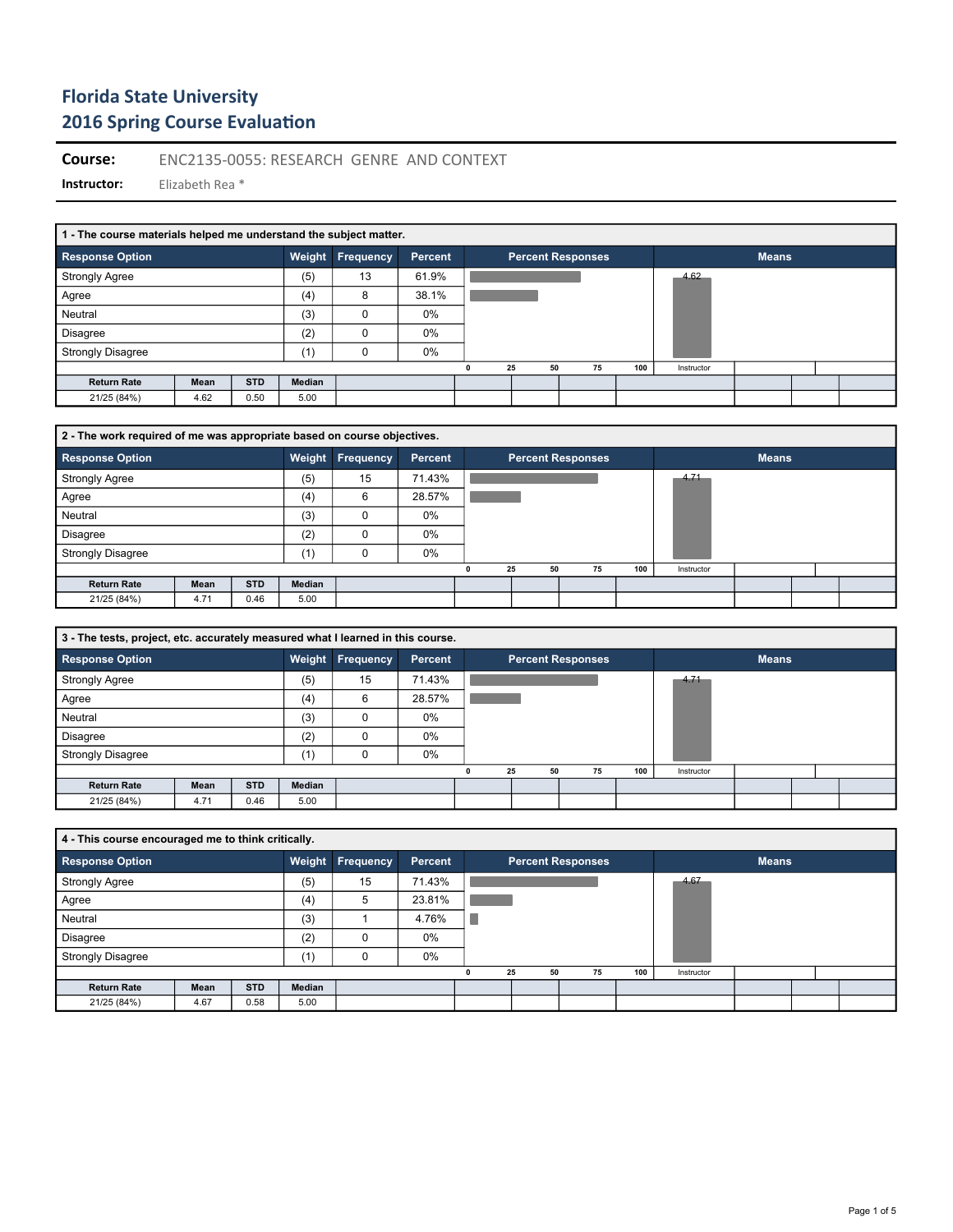# Florida State University
# 2016 Spring Course Evaluation

**Course:** ENC2135-0055: RESEARCH GENRE AND CONTEXT

**Instructor:** Elizabeth Rea *

### 1 - The course materials helped me understand the subject matter.

| Response Option | Weight | Frequency | Percent |
|---|---|---|---|
| Strongly Agree | (5) | 13 | 61.9% |
| Agree | (4) | 8 | 38.1% |
| Neutral | (3) | 0 | 0% |
| Disagree | (2) | 0 | 0% |
| Strongly Disagree | (1) | 0 | 0% |

Means: Instructor 4.62

| Return Rate | Mean | STD | Median |
|---|---|---|---|
| 21/25 (84%) | 4.62 | 0.50 | 5.00 |

### 2 - The work required of me was appropriate based on course objectives.

| Response Option | Weight | Frequency | Percent |
|---|---|---|---|
| Strongly Agree | (5) | 15 | 71.43% |
| Agree | (4) | 6 | 28.57% |
| Neutral | (3) | 0 | 0% |
| Disagree | (2) | 0 | 0% |
| Strongly Disagree | (1) | 0 | 0% |

Means: Instructor 4.71

| Return Rate | Mean | STD | Median |
|---|---|---|---|
| 21/25 (84%) | 4.71 | 0.46 | 5.00 |

### 3 - The tests, project, etc. accurately measured what I learned in this course.

| Response Option | Weight | Frequency | Percent |
|---|---|---|---|
| Strongly Agree | (5) | 15 | 71.43% |
| Agree | (4) | 6 | 28.57% |
| Neutral | (3) | 0 | 0% |
| Disagree | (2) | 0 | 0% |
| Strongly Disagree | (1) | 0 | 0% |

Means: Instructor 4.71

| Return Rate | Mean | STD | Median |
|---|---|---|---|
| 21/25 (84%) | 4.71 | 0.46 | 5.00 |

### 4 - This course encouraged me to think critically.

| Response Option | Weight | Frequency | Percent |
|---|---|---|---|
| Strongly Agree | (5) | 15 | 71.43% |
| Agree | (4) | 5 | 23.81% |
| Neutral | (3) | 1 | 4.76% |
| Disagree | (2) | 0 | 0% |
| Strongly Disagree | (1) | 0 | 0% |

Means: Instructor 4.67

| Return Rate | Mean | STD | Median |
|---|---|---|---|
| 21/25 (84%) | 4.67 | 0.58 | 5.00 |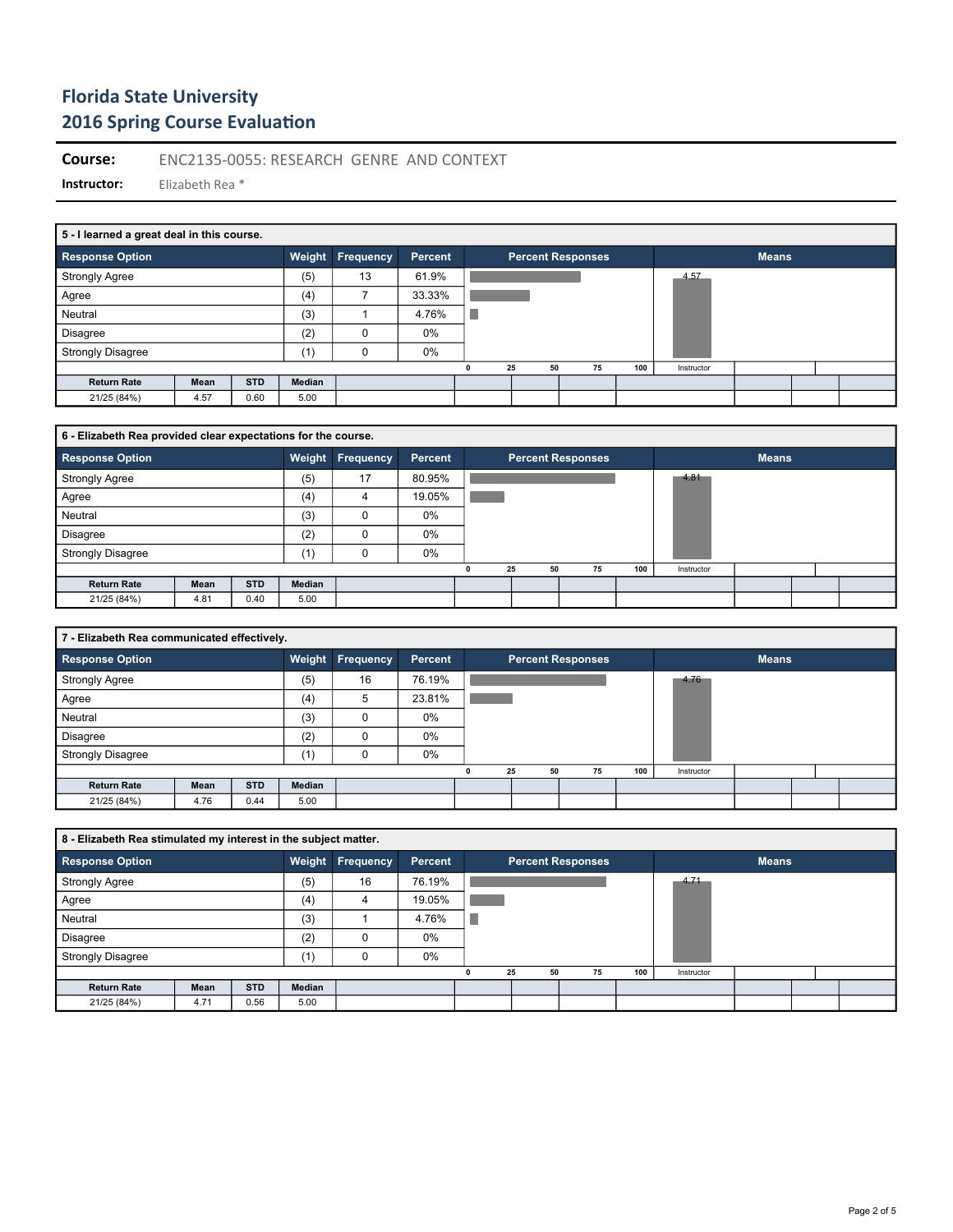# Florida State University
# 2016 Spring Course Evaluation

**Course:** ENC2135-0055: RESEARCH GENRE AND CONTEXT

**Instructor:** Elizabeth Rea *

### 5 - I learned a great deal in this course.

| Response Option | Weight | Frequency | Percent |
|---|---|---|---|
| Strongly Agree | (5) | 13 | 61.9% |
| Agree | (4) | 7 | 33.33% |
| Neutral | (3) | 1 | 4.76% |
| Disagree | (2) | 0 | 0% |
| Strongly Disagree | (1) | 0 | 0% |

| Return Rate | Mean | STD | Median |
|---|---|---|---|
| 21/25 (84%) | 4.57 | 0.60 | 5.00 |

Means: Instructor 4.57

### 6 - Elizabeth Rea provided clear expectations for the course.

| Response Option | Weight | Frequency | Percent |
|---|---|---|---|
| Strongly Agree | (5) | 17 | 80.95% |
| Agree | (4) | 4 | 19.05% |
| Neutral | (3) | 0 | 0% |
| Disagree | (2) | 0 | 0% |
| Strongly Disagree | (1) | 0 | 0% |

| Return Rate | Mean | STD | Median |
|---|---|---|---|
| 21/25 (84%) | 4.81 | 0.40 | 5.00 |

Means: Instructor 4.81

### 7 - Elizabeth Rea communicated effectively.

| Response Option | Weight | Frequency | Percent |
|---|---|---|---|
| Strongly Agree | (5) | 16 | 76.19% |
| Agree | (4) | 5 | 23.81% |
| Neutral | (3) | 0 | 0% |
| Disagree | (2) | 0 | 0% |
| Strongly Disagree | (1) | 0 | 0% |

| Return Rate | Mean | STD | Median |
|---|---|---|---|
| 21/25 (84%) | 4.76 | 0.44 | 5.00 |

Means: Instructor 4.76

### 8 - Elizabeth Rea stimulated my interest in the subject matter.

| Response Option | Weight | Frequency | Percent |
|---|---|---|---|
| Strongly Agree | (5) | 16 | 76.19% |
| Agree | (4) | 4 | 19.05% |
| Neutral | (3) | 1 | 4.76% |
| Disagree | (2) | 0 | 0% |
| Strongly Disagree | (1) | 0 | 0% |

| Return Rate | Mean | STD | Median |
|---|---|---|---|
| 21/25 (84%) | 4.71 | 0.56 | 5.00 |

Means: Instructor 4.71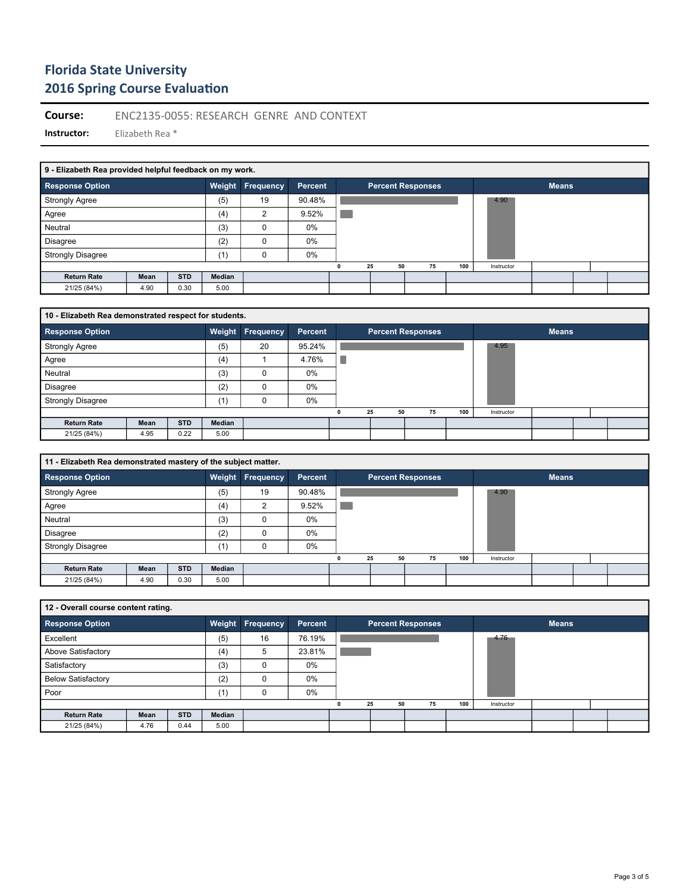# Florida State University
# 2016 Spring Course Evaluation

**Course:** ENC2135-0055: RESEARCH GENRE AND CONTEXT

**Instructor:** Elizabeth Rea *

**9 - Elizabeth Rea provided helpful feedback on my work.**

| Response Option | Weight | Frequency | Percent |
|---|---|---|---|
| Strongly Agree | (5) | 19 | 90.48% |
| Agree | (4) | 2 | 9.52% |
| Neutral | (3) | 0 | 0% |
| Disagree | (2) | 0 | 0% |
| Strongly Disagree | (1) | 0 | 0% |

Means: Instructor 4.90

| Return Rate | Mean | STD | Median |
|---|---|---|---|
| 21/25 (84%) | 4.90 | 0.30 | 5.00 |

**10 - Elizabeth Rea demonstrated respect for students.**

| Response Option | Weight | Frequency | Percent |
|---|---|---|---|
| Strongly Agree | (5) | 20 | 95.24% |
| Agree | (4) | 1 | 4.76% |
| Neutral | (3) | 0 | 0% |
| Disagree | (2) | 0 | 0% |
| Strongly Disagree | (1) | 0 | 0% |

Means: Instructor 4.95

| Return Rate | Mean | STD | Median |
|---|---|---|---|
| 21/25 (84%) | 4.95 | 0.22 | 5.00 |

**11 - Elizabeth Rea demonstrated mastery of the subject matter.**

| Response Option | Weight | Frequency | Percent |
|---|---|---|---|
| Strongly Agree | (5) | 19 | 90.48% |
| Agree | (4) | 2 | 9.52% |
| Neutral | (3) | 0 | 0% |
| Disagree | (2) | 0 | 0% |
| Strongly Disagree | (1) | 0 | 0% |

Means: Instructor 4.90

| Return Rate | Mean | STD | Median |
|---|---|---|---|
| 21/25 (84%) | 4.90 | 0.30 | 5.00 |

**12 - Overall course content rating.**

| Response Option | Weight | Frequency | Percent |
|---|---|---|---|
| Excellent | (5) | 16 | 76.19% |
| Above Satisfactory | (4) | 5 | 23.81% |
| Satisfactory | (3) | 0 | 0% |
| Below Satisfactory | (2) | 0 | 0% |
| Poor | (1) | 0 | 0% |

Means: Instructor 4.76

| Return Rate | Mean | STD | Median |
|---|---|---|---|
| 21/25 (84%) | 4.76 | 0.44 | 5.00 |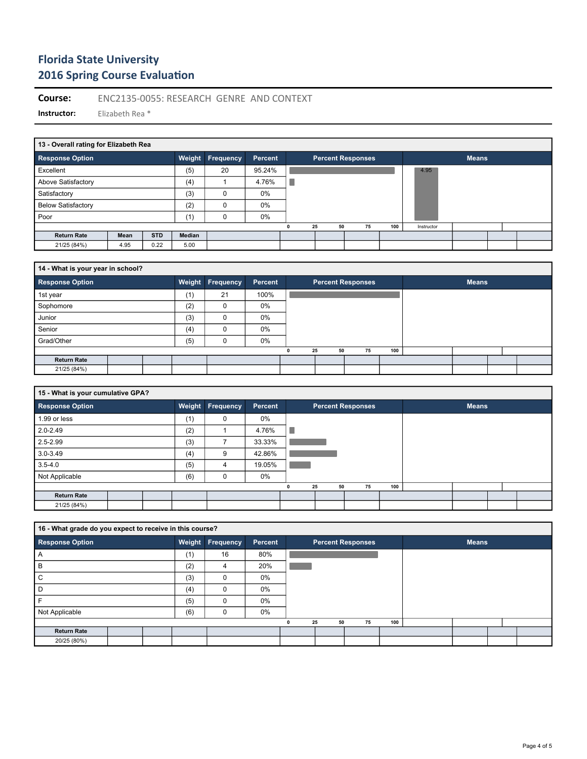# Florida State University
## 2016 Spring Course Evaluation

**Course:** ENC2135-0055: RESEARCH GENRE AND CONTEXT

**Instructor:** Elizabeth Rea *

### 13 - Overall rating for Elizabeth Rea

| Response Option | Weight | Frequency | Percent |
|---|---|---|---|
| Excellent | (5) | 20 | 95.24% |
| Above Satisfactory | (4) | 1 | 4.76% |
| Satisfactory | (3) | 0 | 0% |
| Below Satisfactory | (2) | 0 | 0% |
| Poor | (1) | 0 | 0% |

Means: Instructor 4.95

| Return Rate | Mean | STD | Median |
|---|---|---|---|
| 21/25 (84%) | 4.95 | 0.22 | 5.00 |

### 14 - What is your year in school?

| Response Option | Weight | Frequency | Percent |
|---|---|---|---|
| 1st year | (1) | 21 | 100% |
| Sophomore | (2) | 0 | 0% |
| Junior | (3) | 0 | 0% |
| Senior | (4) | 0 | 0% |
| Grad/Other | (5) | 0 | 0% |

| Return Rate |
|---|
| 21/25 (84%) |

### 15 - What is your cumulative GPA?

| Response Option | Weight | Frequency | Percent |
|---|---|---|---|
| 1.99 or less | (1) | 0 | 0% |
| 2.0-2.49 | (2) | 1 | 4.76% |
| 2.5-2.99 | (3) | 7 | 33.33% |
| 3.0-3.49 | (4) | 9 | 42.86% |
| 3.5-4.0 | (5) | 4 | 19.05% |
| Not Applicable | (6) | 0 | 0% |

| Return Rate |
|---|
| 21/25 (84%) |

### 16 - What grade do you expect to receive in this course?

| Response Option | Weight | Frequency | Percent |
|---|---|---|---|
| A | (1) | 16 | 80% |
| B | (2) | 4 | 20% |
| C | (3) | 0 | 0% |
| D | (4) | 0 | 0% |
| F | (5) | 0 | 0% |
| Not Applicable | (6) | 0 | 0% |

| Return Rate |
|---|
| 20/25 (80%) |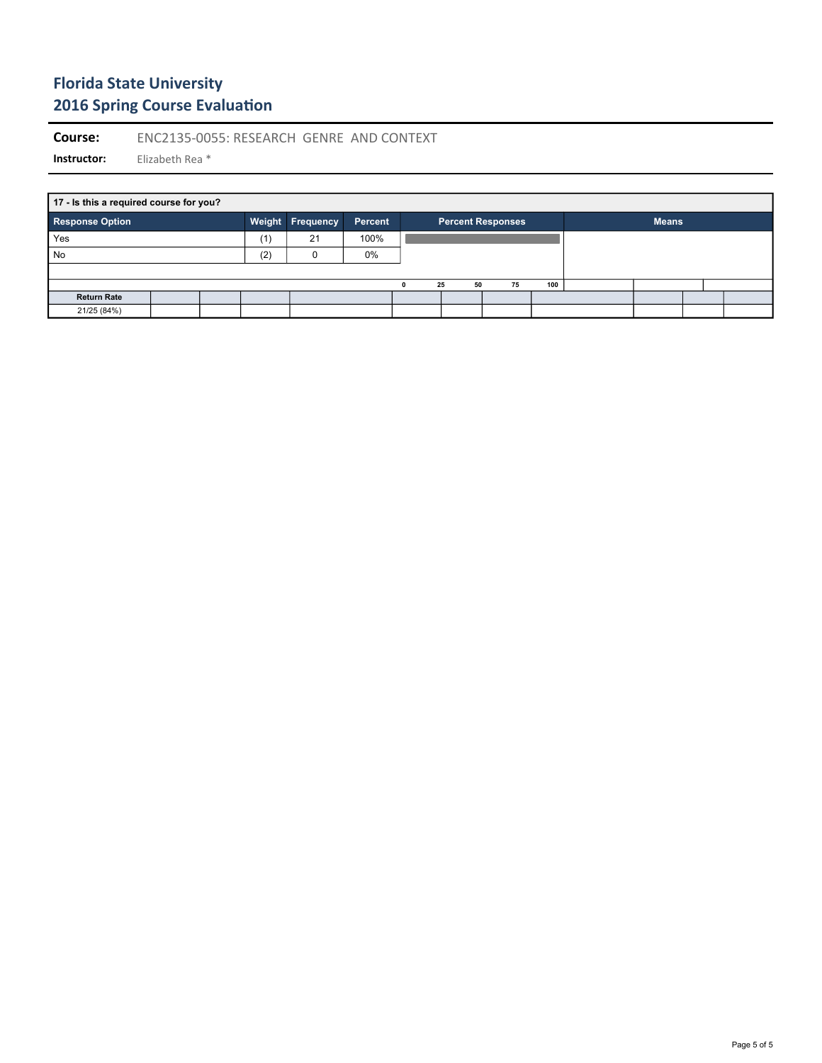# Florida State University
## 2016 Spring Course Evaluation

**Course:** ENC2135-0055: RESEARCH GENRE AND CONTEXT

**Instructor:** Elizabeth Rea *

**17 - Is this a required course for you?**

| Response Option | Weight | Frequency | Percent | Percent Responses | Means |
|---|---|---|---|---|---|
| Yes | (1) | 21 | 100% | | |
| No | (2) | 0 | 0% | | |

0 25 50 75 100

| Return Rate |
|---|
| 21/25 (84%) |